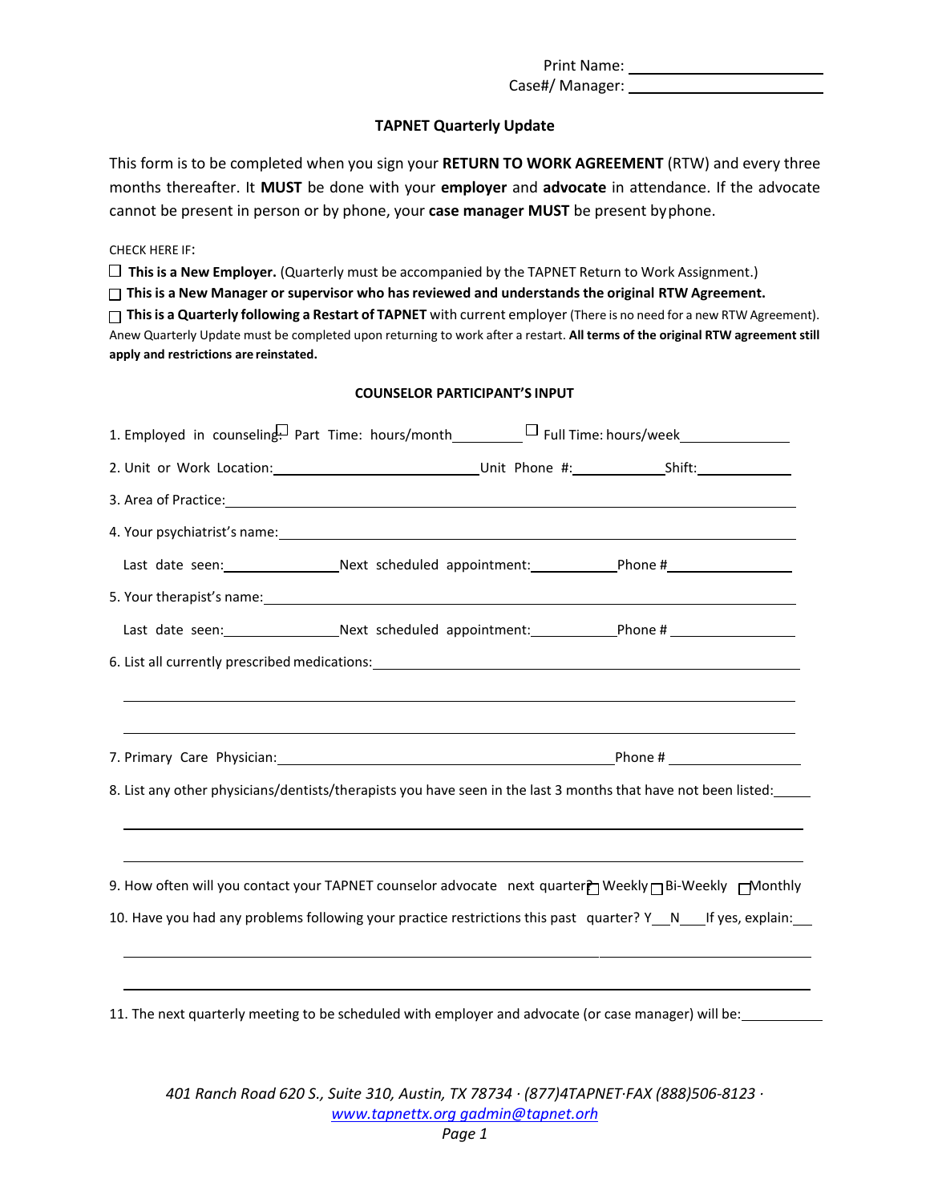Print Name: ____________________________
Case#/ Manager: ____________________________

## TAPNET Quarterly Update

This form is to be completed when you sign your **RETURN TO WORK AGREEMENT** (RTW) and every three months thereafter. It **MUST** be done with your **employer** and **advocate** in attendance. If the advocate cannot be present in person or by phone, your **case manager MUST** be present by phone.

CHECK HERE IF:

☐ **This is a New Employer.** (Quarterly must be accompanied by the TAPNET Return to Work Assignment.)

☐ **This is a New Manager or supervisor who has reviewed and understands the original RTW Agreement.**

☐ **This is a Quarterly following a Restart of TAPNET** with current employer (There is no need for a new RTW Agreement). Anew Quarterly Update must be completed upon returning to work after a restart. **All terms of the original RTW agreement still apply and restrictions are reinstated.**

### COUNSELOR PARTICIPANT'S INPUT

1. Employed in counseling: ☐ Part Time: hours/month__________ ☐ Full Time: hours/week______________

2. Unit or Work Location:__________________________Unit Phone #:____________Shift:____________

3. Area of Practice:______________________________________________________________________

4. Your psychiatrist's name:________________________________________________________________

   Last date seen:______________Next scheduled appointment:___________Phone #________________

5. Your therapist's name:___________________________________________________________________

   Last date seen:______________Next scheduled appointment:___________Phone #________________

6. List all currently prescribed medications:___________________________________________________

   ________________________________________________________________________________________

   ________________________________________________________________________________________

7. Primary Care Physician:__________________________________________Phone #________________

8. List any other physicians/dentists/therapists you have seen in the last 3 months that have not been listed:_____

   ________________________________________________________________________________________

   ________________________________________________________________________________________

9. How often will you contact your TAPNET counselor advocate next quarter? ☐ Weekly ☐ Bi-Weekly ☐ Monthly

10. Have you had any problems following your practice restrictions this past quarter? Y__N___If yes, explain:___

    ________________________________________________________________________________________

    ________________________________________________________________________________________

11. The next quarterly meeting to be scheduled with employer and advocate (or case manager) will be:__________

*401 Ranch Road 620 S., Suite 310, Austin, TX 78734 · (877)4TAPNET·FAX (888)506-8123 · [www.tapnettx.org](www.tapnettx.org) gadmin@tapnet.orh*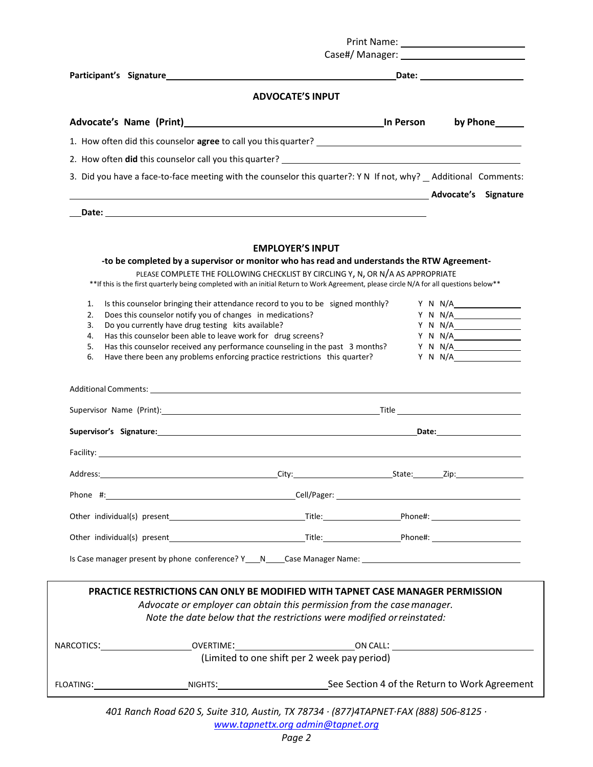Print Name: ______________________

Case#/ Manager: ______________________

**Participant's Signature** ______________________________________ **Date:** __________________

## ADVOCATE'S INPUT

**Advocate's Name (Print)** ________________________________ **In Person** **by Phone** _____

1. How often did this counselor **agree** to call you this quarter? ______________________________
2. How often **did** this counselor call you this quarter? ______________________________
3. Did you have a face-to-face meeting with the counselor this quarter?: Y N If not, why? _ Additional Comments:

______________________________________________________________ **Advocate's Signature**

__**Date:** ______________________________________________________________

## EMPLOYER'S INPUT

**-to be completed by a supervisor or monitor who has read and understands the RTW Agreement-**

PLEASE COMPLETE THE FOLLOWING CHECKLIST BY CIRCLING Y, N, OR N/A AS APPROPRIATE

**If this is the first quarterly being completed with an initial Return to Work Agreement, please circle N/A for all questions below**

1. Is this counselor bringing their attendance record to you to be signed monthly? Y N N/A______________
2. Does this counselor notify you of changes in medications? Y N N/A______________
3. Do you currently have drug testing kits available? Y N N/A______________
4. Has this counselor been able to leave work for drug screens? Y N N/A______________
5. Has this counselor received any performance counseling in the past 3 months? Y N N/A______________
6. Have there been any problems enforcing practice restrictions this quarter? Y N N/A______________

Additional Comments: ______________________________________________________________

Supervisor Name (Print): ________________________________ Title ______________________

**Supervisor's Signature:** ________________________________________ **Date:** ______________

Facility: ______________________________________________________________

Address: ______________________ City: ______________ State: ______ Zip: ______________

Phone #: ______________________________ Cell/Pager: ______________________________

Other individual(s) present ______________________ Title: ______________ Phone#: ______________

Other individual(s) present ______________________ Title: ______________ Phone#: ______________

Is Case manager present by phone conference? Y___N____Case Manager Name: ______________________

**PRACTICE RESTRICTIONS CAN ONLY BE MODIFIED WITH TAPNET CASE MANAGER PERMISSION**

*Advocate or employer can obtain this permission from the case manager.*

*Note the date below that the restrictions were modified or reinstated:*

NARCOTICS: ______________ OVERTIME: ______________ ON CALL: ______________

(Limited to one shift per 2 week pay period)

FLOATING: ______________ NIGHTS: ______________ See Section 4 of the Return to Work Agreement

*401 Ranch Road 620 S, Suite 310, Austin, TX 78734 · (877)4TAPNET·FAX (888) 506-8125 ·*
*www.tapnettx.org admin@tapnet.org*